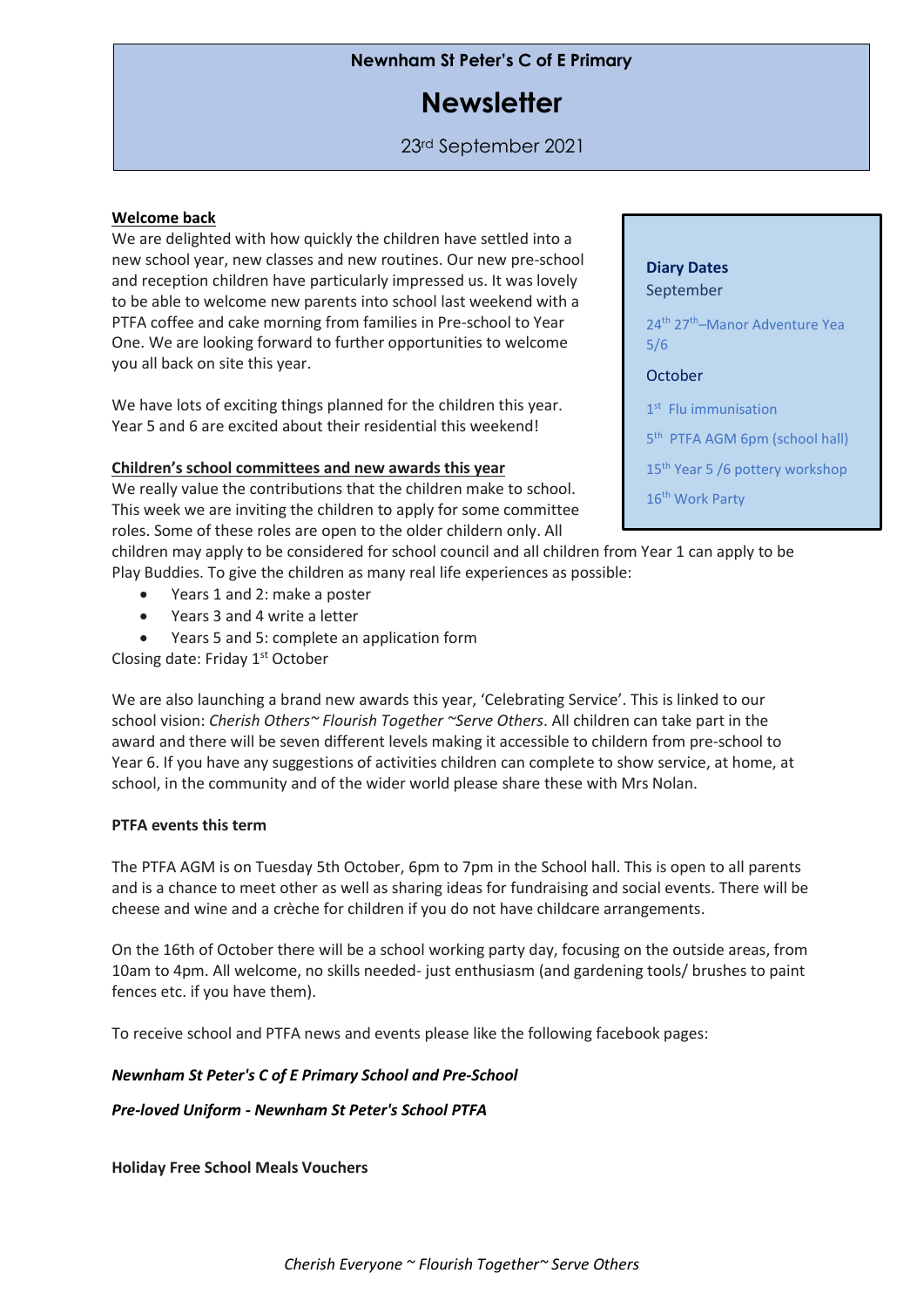Newnham St Peter's C of E Primary

# Newsletter

23rd September 2021

**Diary Dates**

September

24th 27th–Manor Adventure Yea 5/6

October

1st Flu immunisation

5th PTFA AGM 6pm (school hall)

15th Year 5 /6 pottery workshop

16th Work Party

## Welcome back

We are delighted with how quickly the children have settled into a new school year, new classes and new routines. Our new pre-school and reception children have particularly impressed us. It was lovely to be able to welcome new parents into school last weekend with a PTFA coffee and cake morning from families in Pre-school to Year One. We are looking forward to further opportunities to welcome you all back on site this year.

We have lots of exciting things planned for the children this year. Year 5 and 6 are excited about their residential this weekend!

## Children's school committees and new awards this year

We really value the contributions that the children make to school. This week we are inviting the children to apply for some committee roles. Some of these roles are open to the older childern only. All children may apply to be considered for school council and all children from Year 1 can apply to be Play Buddies. To give the children as many real life experiences as possible:

- Years 1 and 2: make a poster
- Years 3 and 4 write a letter
- Years 5 and 5: complete an application form

Closing date: Friday 1st October

We are also launching a brand new awards this year, 'Celebrating Service'. This is linked to our school vision: *Cherish Others~ Flourish Together ~Serve Others*. All children can take part in the award and there will be seven different levels making it accessible to childern from pre-school to Year 6. If you have any suggestions of activities children can complete to show service, at home, at school, in the community and of the wider world please share these with Mrs Nolan.

## PTFA events this term

The PTFA AGM is on Tuesday 5th October, 6pm to 7pm in the School hall. This is open to all parents and is a chance to meet other as well as sharing ideas for fundraising and social events. There will be cheese and wine and a crèche for children if you do not have childcare arrangements.

On the 16th of October there will be a school working party day, focusing on the outside areas, from 10am to 4pm. All welcome, no skills needed- just enthusiasm (and gardening tools/ brushes to paint fences etc. if you have them).

To receive school and PTFA news and events please like the following facebook pages:

***Newnham St Peter's C of E Primary School and Pre-School***

***Pre-loved Uniform - Newnham St Peter's School PTFA***

## Holiday Free School Meals Vouchers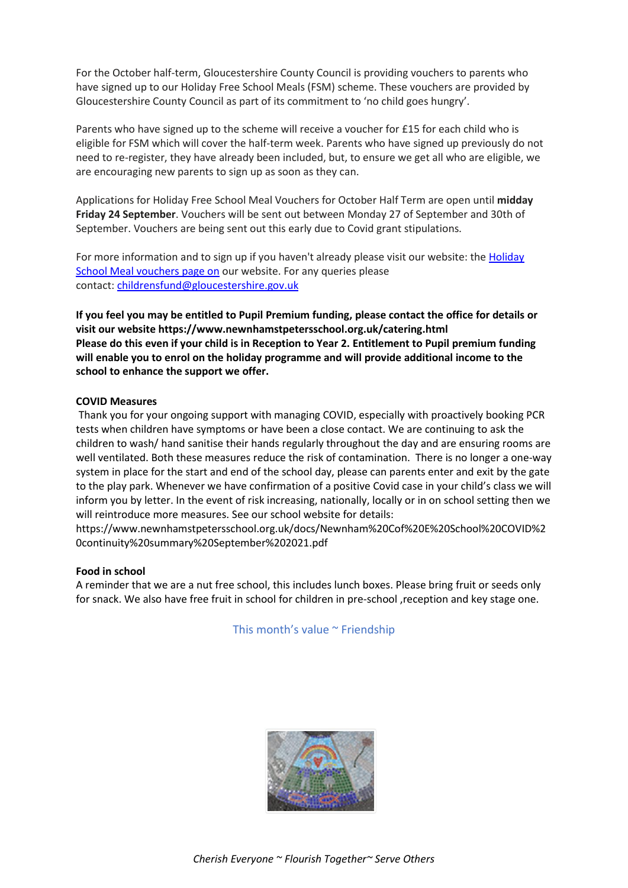For the October half-term, Gloucestershire County Council is providing vouchers to parents who have signed up to our Holiday Free School Meals (FSM) scheme. These vouchers are provided by Gloucestershire County Council as part of its commitment to 'no child goes hungry'.

Parents who have signed up to the scheme will receive a voucher for £15 for each child who is eligible for FSM which will cover the half-term week. Parents who have signed up previously do not need to re-register, they have already been included, but, to ensure we get all who are eligible, we are encouraging new parents to sign up as soon as they can.

Applications for Holiday Free School Meal Vouchers for October Half Term are open until **midday Friday 24 September**. Vouchers will be sent out between Monday 27 of September and 30th of September. Vouchers are being sent out this early due to Covid grant stipulations.

For more information and to sign up if you haven't already please visit our website: the [Holiday School Meal vouchers page on]() our website. For any queries please contact: [childrensfund@gloucestershire.gov.uk](mailto:childrensfund@gloucestershire.gov.uk)

**If you feel you may be entitled to Pupil Premium funding, please contact the office for details or visit our website https://www.newnhamstpetersschool.org.uk/catering.html**
**Please do this even if your child is in Reception to Year 2. Entitlement to Pupil premium funding will enable you to enrol on the holiday programme and will provide additional income to the school to enhance the support we offer.**

**COVID Measures**

Thank you for your ongoing support with managing COVID, especially with proactively booking PCR tests when children have symptoms or have been a close contact. We are continuing to ask the children to wash/ hand sanitise their hands regularly throughout the day and are ensuring rooms are well ventilated. Both these measures reduce the risk of contamination. There is no longer a one-way system in place for the start and end of the school day, please can parents enter and exit by the gate to the play park. Whenever we have confirmation of a positive Covid case in your child's class we will inform you by letter. In the event of risk increasing, nationally, locally or in on school setting then we will reintroduce more measures. See our school website for details:
https://www.newnhamstpetersschool.org.uk/docs/Newnham%20Cof%20E%20School%20COVID%20continuity%20summary%20September%202021.pdf

**Food in school**

A reminder that we are a nut free school, this includes lunch boxes. Please bring fruit or seeds only for snack. We also have free fruit in school for children in pre-school ,reception and key stage one.

This month's value ~ Friendship

*Cherish Everyone ~ Flourish Together~ Serve Others*